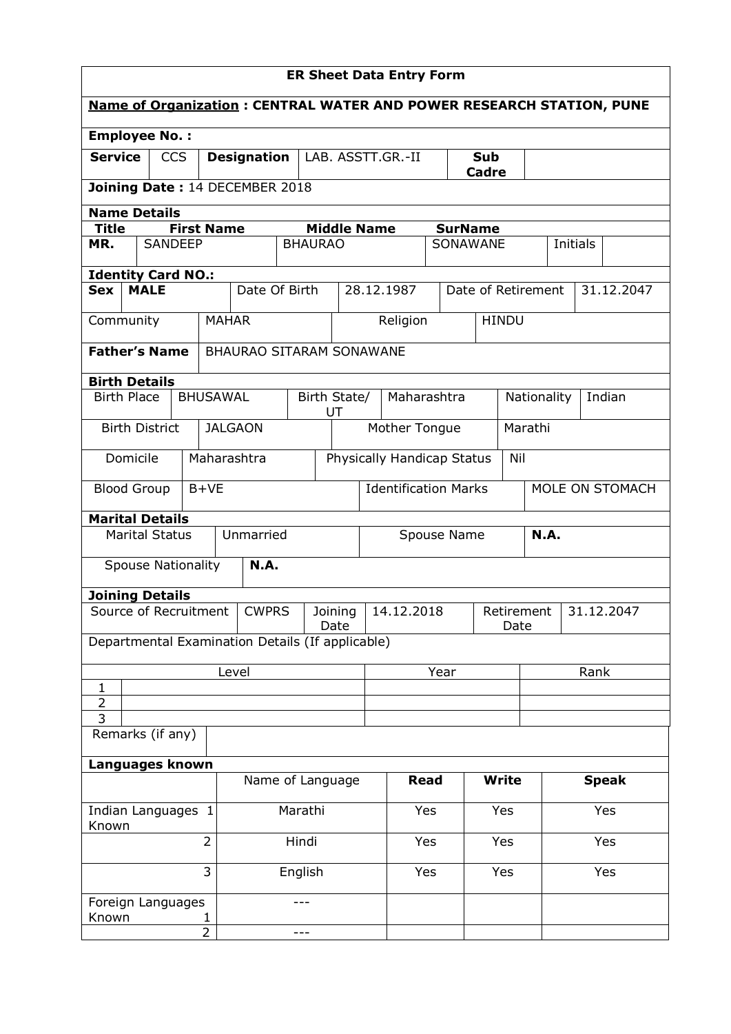# ER Sheet Data Entry Form

**Name of Organization : CENTRAL WATER AND POWER RESEARCH STATION, PUNE**

**Employee No. :**

| **Service** | CCS | **Designation** | LAB. ASSTT.GR.-II | **Sub Cadre** | |
|---|---|---|---|---|---|

**Joining Date :** 14 DECEMBER 2018

**Name Details**

| **Title** | **First Name** | **Middle Name** | **SurName** | | |
|---|---|---|---|---|---|
| **MR.** | SANDEEP | BHAURAO | SONAWANE | Initials | |

**Identity Card NO.:**

| **Sex** | **MALE** | Date Of Birth | 28.12.1987 | Date of Retirement | 31.12.2047 |
|---|---|---|---|---|---|
| Community | MAHAR | Religion | HINDU | | |
| **Father's Name** | BHAURAO SITARAM SONAWANE | | | | |

**Birth Details**

| Birth Place | BHUSAWAL | Birth State/ UT | Maharashtra | Nationality | Indian |
|---|---|---|---|---|---|
| Birth District | JALGAON | Mother Tongue | Marathi | | |
| Domicile | Maharashtra | Physically Handicap Status | Nil | | |
| Blood Group | B+VE | Identification Marks | MOLE ON STOMACH | | |

**Marital Details**

| Marital Status | Unmarried | Spouse Name | **N.A.** |
|---|---|---|---|
| Spouse Nationality | **N.A.** | | |

**Joining Details**

| Source of Recruitment | CWPRS | Joining Date | 14.12.2018 | Retirement Date | 31.12.2047 |
|---|---|---|---|---|---|

Departmental Examination Details (If applicable)

| | Level | Year | Rank |
|---|---|---|---|
| 1 | | | |
| 2 | | | |
| 3 | | | |

Remarks (if any)

**Languages known**

| | | Name of Language | **Read** | **Write** | **Speak** |
|---|---|---|---|---|---|
| Indian Languages Known | 1 | Marathi | Yes | Yes | Yes |
| | 2 | Hindi | Yes | Yes | Yes |
| | 3 | English | Yes | Yes | Yes |
| Foreign Languages Known | 1 | --- | | | |
| | 2 | --- | | | |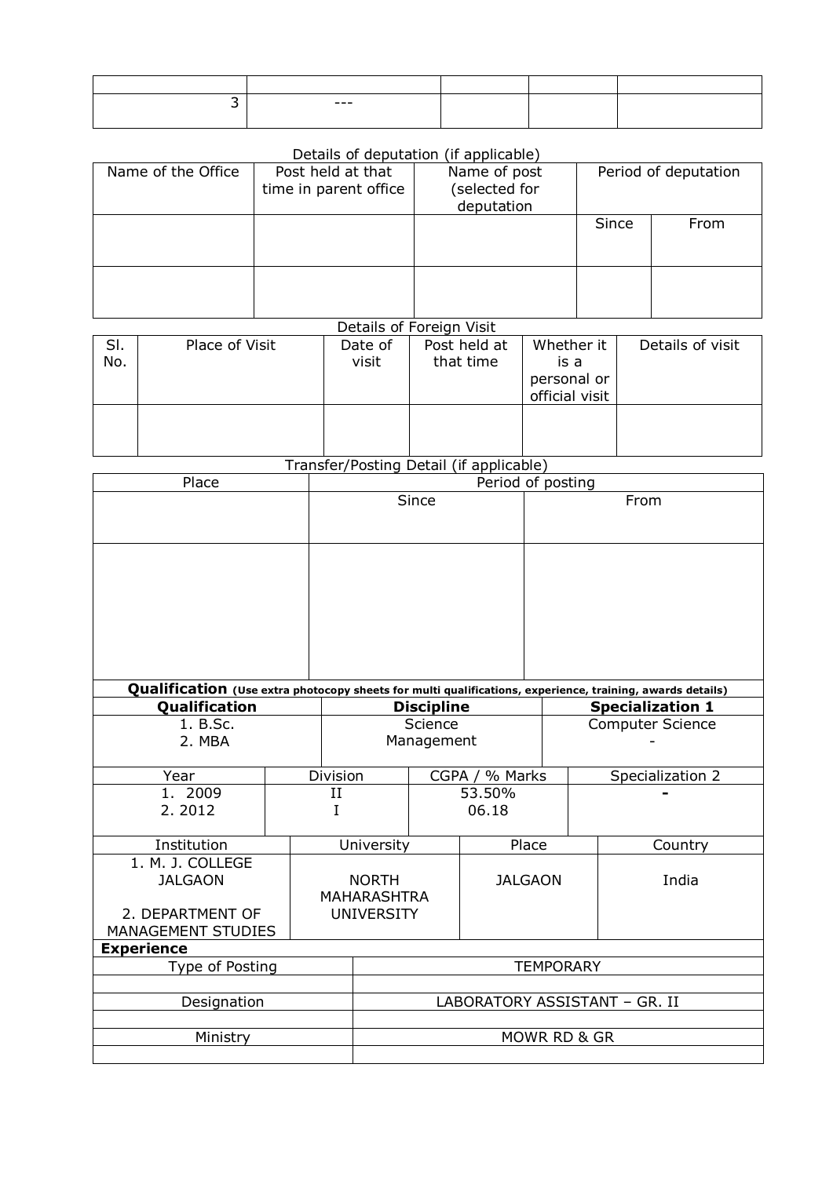| | | | | |
|---|---|---|---|---|
| | | | | |
| 3 | --- | | | |

Details of deputation (if applicable)

| Name of the Office | Post held at that time in parent office | Name of post (selected for deputation | Period of deputation | |
|---|---|---|---|---|
| | | | Since | From |
| | | | | |
| | | | | |

Details of Foreign Visit

| Sl. No. | Place of Visit | Date of visit | Post held at that time | Whether it is a personal or official visit | Details of visit |
|---|---|---|---|---|---|
| | | | | | |

Transfer/Posting Detail (if applicable)

| Place | Period of posting | |
|---|---|---|
| | Since | From |
| | | |

**Qualification** **(Use extra photocopy sheets for multi qualifications, experience, training, awards details)**

| **Qualification** | **Discipline** | **Specialization 1** |
|---|---|---|
| 1. B.Sc.<br>2. MBA | Science<br>Management | Computer Science<br>- |

| Year | Division | CGPA / % Marks | Specialization 2 |
|---|---|---|---|
| 1. 2009<br>2. 2012 | II<br>I | 53.50%<br>06.18 | - |

| Institution | University | Place | Country |
|---|---|---|---|
| 1. M. J. COLLEGE JALGAON<br>2. DEPARTMENT OF MANAGEMENT STUDIES | NORTH MAHARASHTRA UNIVERSITY | JALGAON | India |

**Experience**

| Type of Posting | TEMPORARY |
|---|---|
| | |
| Designation | LABORATORY ASSISTANT – GR. II |
| | |
| Ministry | MOWR RD & GR |
| | |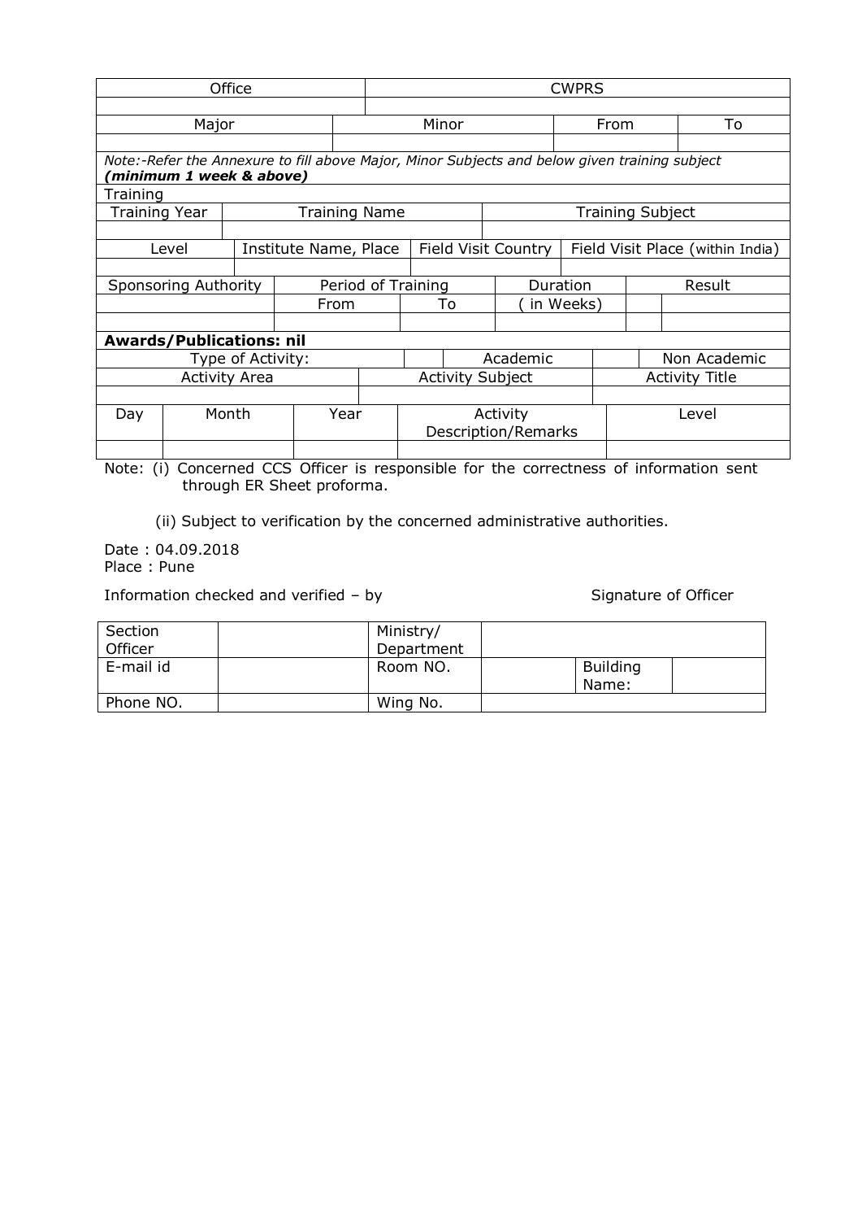| Office | CWPRS |
|---|---|
| | |

| Major | Minor | From | To |
|---|---|---|---|
| | | | |

*Note:-Refer the Annexure to fill above Major, Minor Subjects and below given training subject* ***(minimum 1 week & above)***

Training

| Training Year | Training Name | Training Subject |
|---|---|---|
| | | |

| Level | Institute Name, Place | Field Visit Country | Field Visit Place (within India) |
|---|---|---|---|
| | | | |

| Sponsoring Authority | Period of Training | | Duration | Result |
|---|---|---|---|---|
| | From | To | ( in Weeks) | |
| | | | | |

**Awards/Publications: nil**

| Type of Activity: | | Academic | | Non Academic |
|---|---|---|---|---|

| Activity Area | Activity Subject | Activity Title |
|---|---|---|
| | | |

| Day | Month | Year | Activity Description/Remarks | Level |
|---|---|---|---|---|
| | | | | |

Note: (i) Concerned CCS Officer is responsible for the correctness of information sent through ER Sheet proforma.

(ii) Subject to verification by the concerned administrative authorities.

Date : 04.09.2018
Place : Pune

Information checked and verified – by

Signature of Officer

| | | | | | |
|---|---|---|---|---|---|
| Section Officer | | Ministry/ Department | | | |
| E-mail id | | Room NO. | | Building Name: | |
| Phone NO. | | Wing No. | | | |